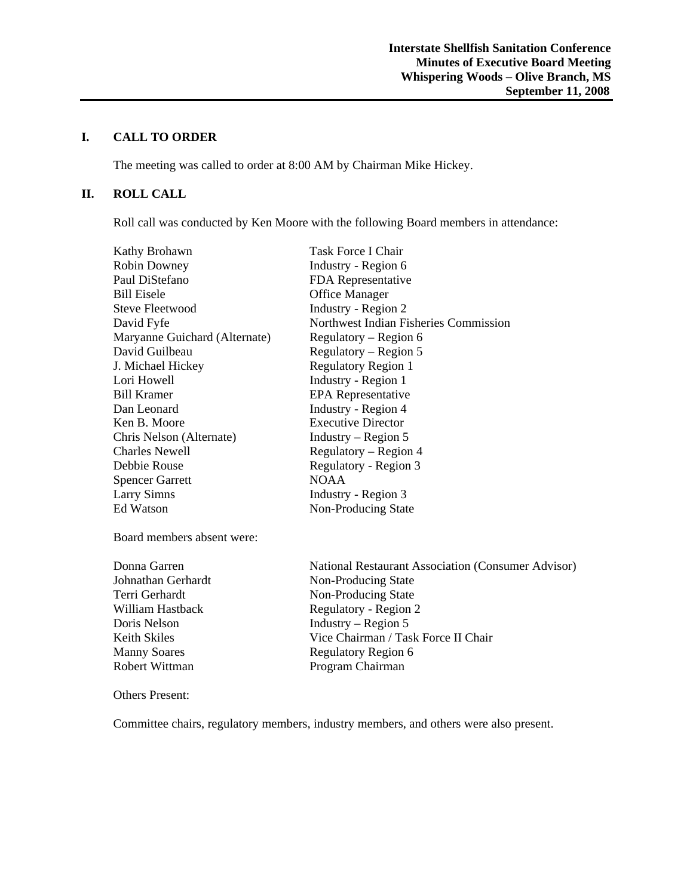**Interstate Shellfish Sanitation Conference**
**Minutes of Executive Board Meeting**
**Whispering Woods – Olive Branch, MS**
**September 11, 2008**

## I. CALL TO ORDER

The meeting was called to order at 8:00 AM by Chairman Mike Hickey.

## II. ROLL CALL

Roll call was conducted by Ken Moore with the following Board members in attendance:

| | |
|---|---|
| Kathy Brohawn | Task Force I Chair |
| Robin Downey | Industry - Region 6 |
| Paul DiStefano | FDA Representative |
| Bill Eisele | Office Manager |
| Steve Fleetwood | Industry - Region 2 |
| David Fyfe | Northwest Indian Fisheries Commission |
| Maryanne Guichard (Alternate) | Regulatory – Region 6 |
| David Guilbeau | Regulatory – Region 5 |
| J. Michael Hickey | Regulatory Region 1 |
| Lori Howell | Industry - Region 1 |
| Bill Kramer | EPA Representative |
| Dan Leonard | Industry - Region 4 |
| Ken B. Moore | Executive Director |
| Chris Nelson (Alternate) | Industry – Region 5 |
| Charles Newell | Regulatory – Region 4 |
| Debbie Rouse | Regulatory - Region 3 |
| Spencer Garrett | NOAA |
| Larry Simns | Industry - Region 3 |
| Ed Watson | Non-Producing State |

Board members absent were:

| | |
|---|---|
| Donna Garren | National Restaurant Association (Consumer Advisor) |
| Johnathan Gerhardt | Non-Producing State |
| Terri Gerhardt | Non-Producing State |
| William Hastback | Regulatory - Region 2 |
| Doris Nelson | Industry – Region 5 |
| Keith Skiles | Vice Chairman / Task Force II Chair |
| Manny Soares | Regulatory Region 6 |
| Robert Wittman | Program Chairman |

Others Present:

Committee chairs, regulatory members, industry members, and others were also present.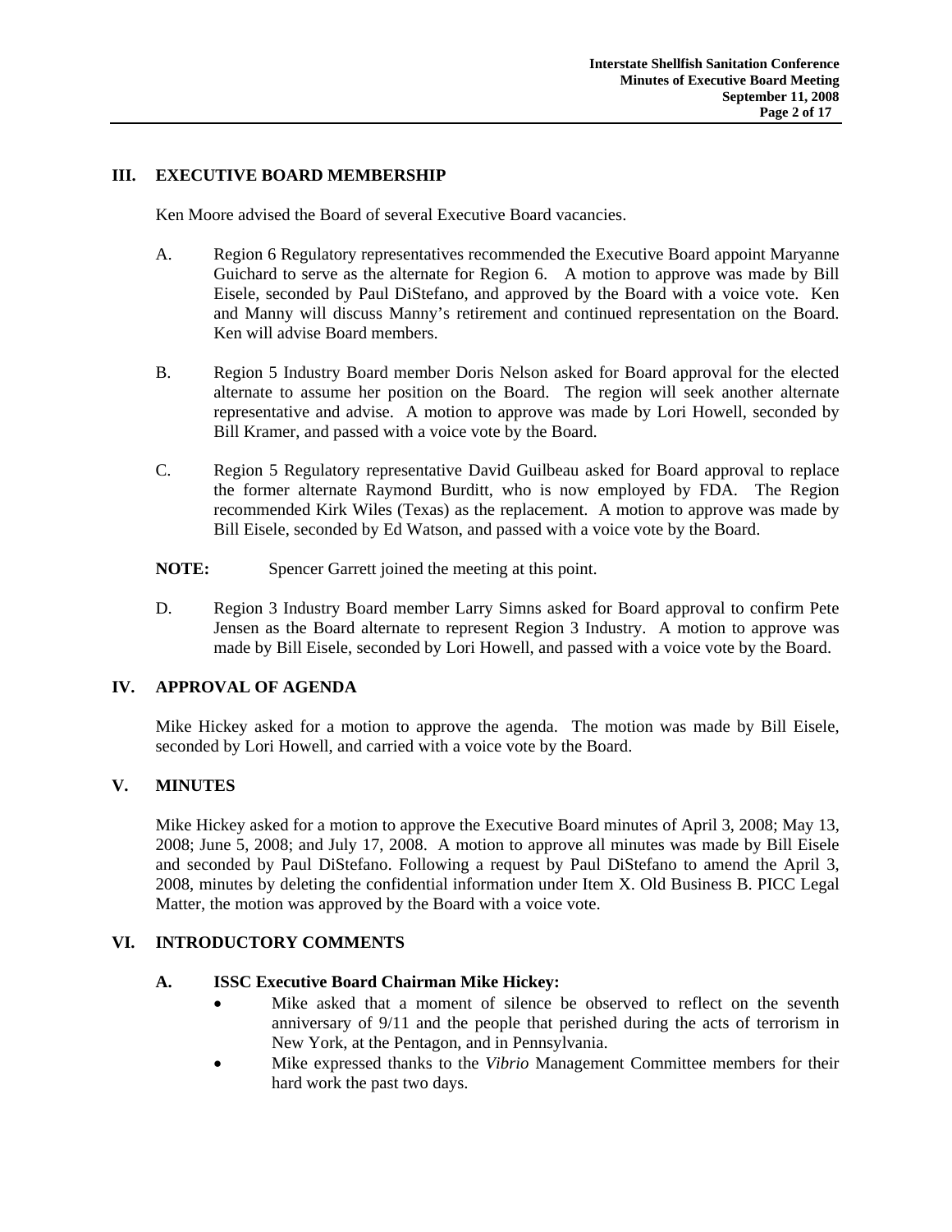## III. EXECUTIVE BOARD MEMBERSHIP

Ken Moore advised the Board of several Executive Board vacancies.

A. Region 6 Regulatory representatives recommended the Executive Board appoint Maryanne Guichard to serve as the alternate for Region 6. A motion to approve was made by Bill Eisele, seconded by Paul DiStefano, and approved by the Board with a voice vote. Ken and Manny will discuss Manny's retirement and continued representation on the Board. Ken will advise Board members.

B. Region 5 Industry Board member Doris Nelson asked for Board approval for the elected alternate to assume her position on the Board. The region will seek another alternate representative and advise. A motion to approve was made by Lori Howell, seconded by Bill Kramer, and passed with a voice vote by the Board.

C. Region 5 Regulatory representative David Guilbeau asked for Board approval to replace the former alternate Raymond Burditt, who is now employed by FDA. The Region recommended Kirk Wiles (Texas) as the replacement. A motion to approve was made by Bill Eisele, seconded by Ed Watson, and passed with a voice vote by the Board.

**NOTE:** Spencer Garrett joined the meeting at this point.

D. Region 3 Industry Board member Larry Simns asked for Board approval to confirm Pete Jensen as the Board alternate to represent Region 3 Industry. A motion to approve was made by Bill Eisele, seconded by Lori Howell, and passed with a voice vote by the Board.

## IV. APPROVAL OF AGENDA

Mike Hickey asked for a motion to approve the agenda. The motion was made by Bill Eisele, seconded by Lori Howell, and carried with a voice vote by the Board.

## V. MINUTES

Mike Hickey asked for a motion to approve the Executive Board minutes of April 3, 2008; May 13, 2008; June 5, 2008; and July 17, 2008. A motion to approve all minutes was made by Bill Eisele and seconded by Paul DiStefano. Following a request by Paul DiStefano to amend the April 3, 2008, minutes by deleting the confidential information under Item X. Old Business B. PICC Legal Matter, the motion was approved by the Board with a voice vote.

## VI. INTRODUCTORY COMMENTS

### A. ISSC Executive Board Chairman Mike Hickey:

- Mike asked that a moment of silence be observed to reflect on the seventh anniversary of 9/11 and the people that perished during the acts of terrorism in New York, at the Pentagon, and in Pennsylvania.
- Mike expressed thanks to the *Vibrio* Management Committee members for their hard work the past two days.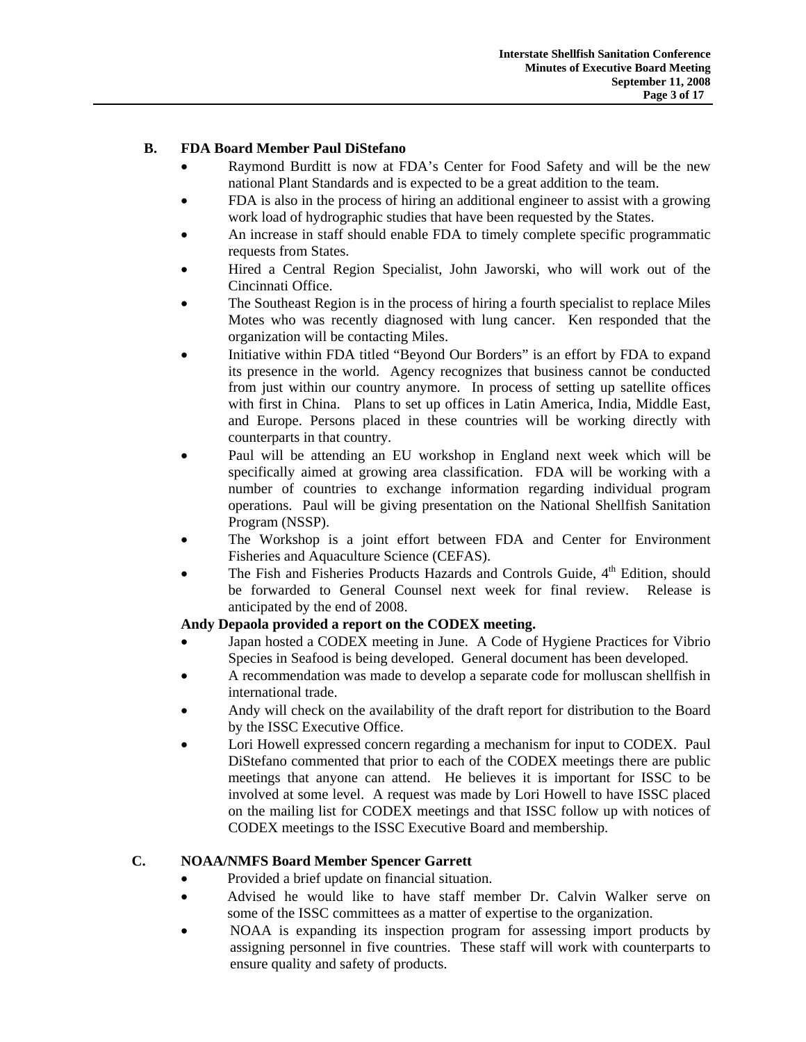## B. FDA Board Member Paul DiStefano

- Raymond Burditt is now at FDA's Center for Food Safety and will be the new national Plant Standards and is expected to be a great addition to the team.
- FDA is also in the process of hiring an additional engineer to assist with a growing work load of hydrographic studies that have been requested by the States.
- An increase in staff should enable FDA to timely complete specific programmatic requests from States.
- Hired a Central Region Specialist, John Jaworski, who will work out of the Cincinnati Office.
- The Southeast Region is in the process of hiring a fourth specialist to replace Miles Motes who was recently diagnosed with lung cancer. Ken responded that the organization will be contacting Miles.
- Initiative within FDA titled "Beyond Our Borders" is an effort by FDA to expand its presence in the world. Agency recognizes that business cannot be conducted from just within our country anymore. In process of setting up satellite offices with first in China. Plans to set up offices in Latin America, India, Middle East, and Europe. Persons placed in these countries will be working directly with counterparts in that country.
- Paul will be attending an EU workshop in England next week which will be specifically aimed at growing area classification. FDA will be working with a number of countries to exchange information regarding individual program operations. Paul will be giving presentation on the National Shellfish Sanitation Program (NSSP).
- The Workshop is a joint effort between FDA and Center for Environment Fisheries and Aquaculture Science (CEFAS).
- The Fish and Fisheries Products Hazards and Controls Guide, 4th Edition, should be forwarded to General Counsel next week for final review. Release is anticipated by the end of 2008.

**Andy Depaola provided a report on the CODEX meeting.**

- Japan hosted a CODEX meeting in June. A Code of Hygiene Practices for Vibrio Species in Seafood is being developed. General document has been developed.
- A recommendation was made to develop a separate code for molluscan shellfish in international trade.
- Andy will check on the availability of the draft report for distribution to the Board by the ISSC Executive Office.
- Lori Howell expressed concern regarding a mechanism for input to CODEX. Paul DiStefano commented that prior to each of the CODEX meetings there are public meetings that anyone can attend. He believes it is important for ISSC to be involved at some level. A request was made by Lori Howell to have ISSC placed on the mailing list for CODEX meetings and that ISSC follow up with notices of CODEX meetings to the ISSC Executive Board and membership.

## C. NOAA/NMFS Board Member Spencer Garrett

- Provided a brief update on financial situation.
- Advised he would like to have staff member Dr. Calvin Walker serve on some of the ISSC committees as a matter of expertise to the organization.
- NOAA is expanding its inspection program for assessing import products by assigning personnel in five countries. These staff will work with counterparts to ensure quality and safety of products.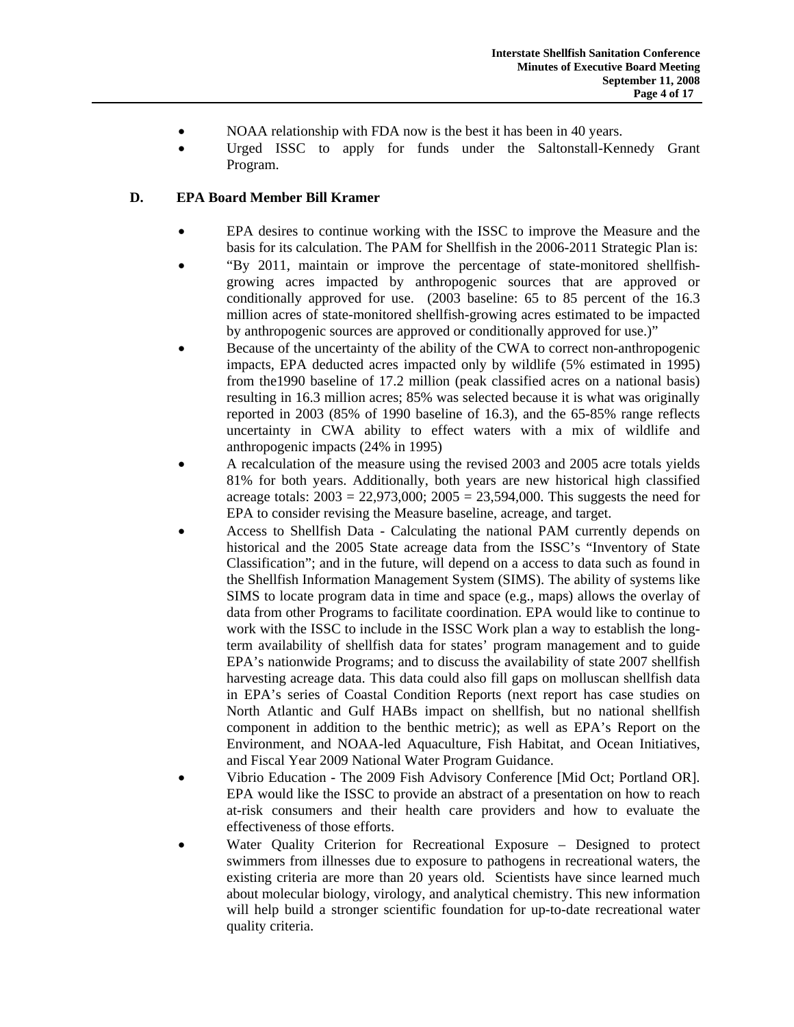- NOAA relationship with FDA now is the best it has been in 40 years.
- Urged ISSC to apply for funds under the Saltonstall-Kennedy Grant Program.

### D. EPA Board Member Bill Kramer

- EPA desires to continue working with the ISSC to improve the Measure and the basis for its calculation. The PAM for Shellfish in the 2006-2011 Strategic Plan is:
- "By 2011, maintain or improve the percentage of state-monitored shellfish-growing acres impacted by anthropogenic sources that are approved or conditionally approved for use. (2003 baseline: 65 to 85 percent of the 16.3 million acres of state-monitored shellfish-growing acres estimated to be impacted by anthropogenic sources are approved or conditionally approved for use.)"
- Because of the uncertainty of the ability of the CWA to correct non-anthropogenic impacts, EPA deducted acres impacted only by wildlife (5% estimated in 1995) from the1990 baseline of 17.2 million (peak classified acres on a national basis) resulting in 16.3 million acres; 85% was selected because it is what was originally reported in 2003 (85% of 1990 baseline of 16.3), and the 65-85% range reflects uncertainty in CWA ability to effect waters with a mix of wildlife and anthropogenic impacts (24% in 1995)
- A recalculation of the measure using the revised 2003 and 2005 acre totals yields 81% for both years. Additionally, both years are new historical high classified acreage totals: 2003 = 22,973,000; 2005 = 23,594,000. This suggests the need for EPA to consider revising the Measure baseline, acreage, and target.
- Access to Shellfish Data - Calculating the national PAM currently depends on historical and the 2005 State acreage data from the ISSC's "Inventory of State Classification"; and in the future, will depend on a access to data such as found in the Shellfish Information Management System (SIMS). The ability of systems like SIMS to locate program data in time and space (e.g., maps) allows the overlay of data from other Programs to facilitate coordination. EPA would like to continue to work with the ISSC to include in the ISSC Work plan a way to establish the long-term availability of shellfish data for states' program management and to guide EPA's nationwide Programs; and to discuss the availability of state 2007 shellfish harvesting acreage data. This data could also fill gaps on molluscan shellfish data in EPA's series of Coastal Condition Reports (next report has case studies on North Atlantic and Gulf HABs impact on shellfish, but no national shellfish component in addition to the benthic metric); as well as EPA's Report on the Environment, and NOAA-led Aquaculture, Fish Habitat, and Ocean Initiatives, and Fiscal Year 2009 National Water Program Guidance.
- Vibrio Education - The 2009 Fish Advisory Conference [Mid Oct; Portland OR]. EPA would like the ISSC to provide an abstract of a presentation on how to reach at-risk consumers and their health care providers and how to evaluate the effectiveness of those efforts.
- Water Quality Criterion for Recreational Exposure – Designed to protect swimmers from illnesses due to exposure to pathogens in recreational waters, the existing criteria are more than 20 years old. Scientists have since learned much about molecular biology, virology, and analytical chemistry. This new information will help build a stronger scientific foundation for up-to-date recreational water quality criteria.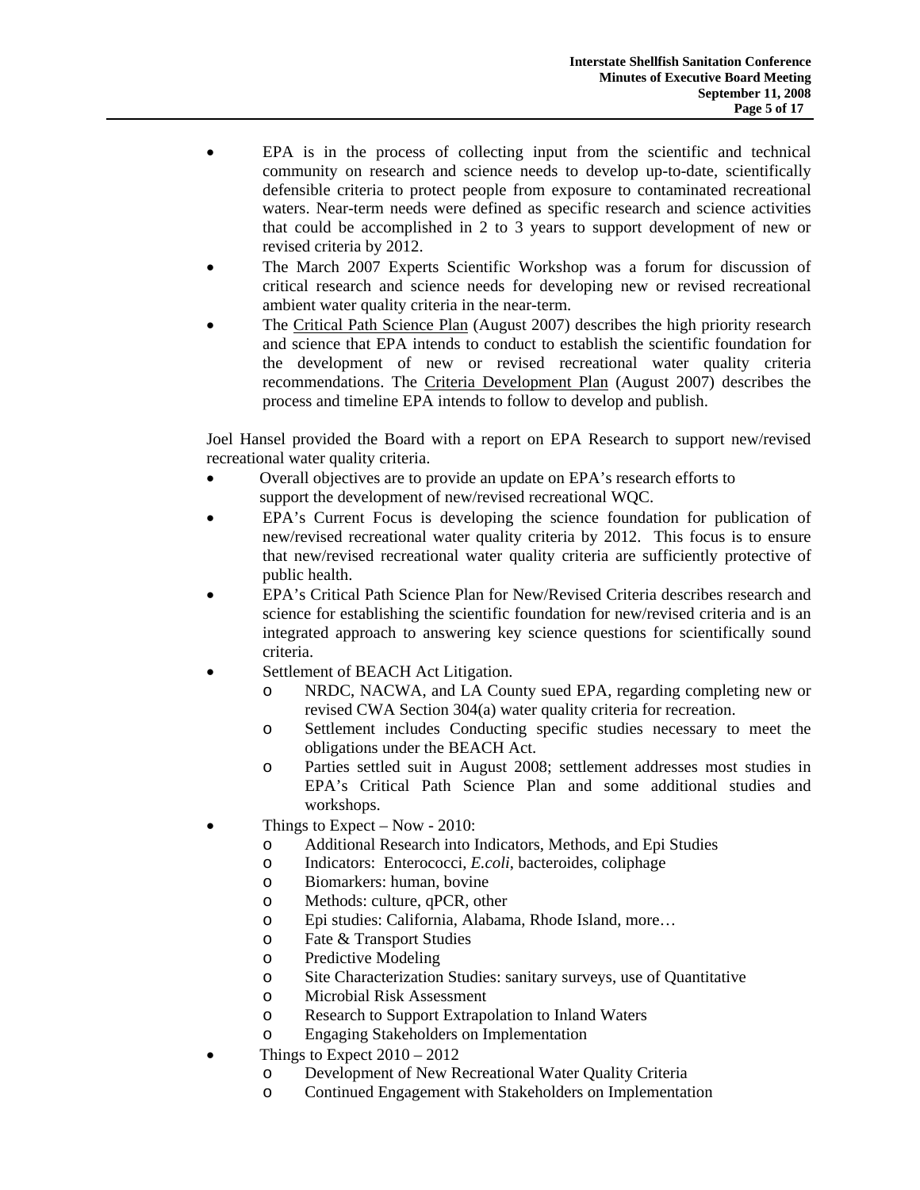- EPA is in the process of collecting input from the scientific and technical community on research and science needs to develop up-to-date, scientifically defensible criteria to protect people from exposure to contaminated recreational waters. Near-term needs were defined as specific research and science activities that could be accomplished in 2 to 3 years to support development of new or revised criteria by 2012.
- The March 2007 Experts Scientific Workshop was a forum for discussion of critical research and science needs for developing new or revised recreational ambient water quality criteria in the near-term.
- The Critical Path Science Plan (August 2007) describes the high priority research and science that EPA intends to conduct to establish the scientific foundation for the development of new or revised recreational water quality criteria recommendations. The Criteria Development Plan (August 2007) describes the process and timeline EPA intends to follow to develop and publish.

Joel Hansel provided the Board with a report on EPA Research to support new/revised recreational water quality criteria.

- Overall objectives are to provide an update on EPA's research efforts to support the development of new/revised recreational WQC.
- EPA's Current Focus is developing the science foundation for publication of new/revised recreational water quality criteria by 2012. This focus is to ensure that new/revised recreational water quality criteria are sufficiently protective of public health.
- EPA's Critical Path Science Plan for New/Revised Criteria describes research and science for establishing the scientific foundation for new/revised criteria and is an integrated approach to answering key science questions for scientifically sound criteria.
- Settlement of BEACH Act Litigation.
  - NRDC, NACWA, and LA County sued EPA, regarding completing new or revised CWA Section 304(a) water quality criteria for recreation.
  - Settlement includes Conducting specific studies necessary to meet the obligations under the BEACH Act.
  - Parties settled suit in August 2008; settlement addresses most studies in EPA's Critical Path Science Plan and some additional studies and workshops.
- Things to Expect – Now - 2010:
  - Additional Research into Indicators, Methods, and Epi Studies
  - Indicators: Enterococci, *E.coli*, bacteroides, coliphage
  - Biomarkers: human, bovine
  - Methods: culture, qPCR, other
  - Epi studies: California, Alabama, Rhode Island, more…
  - Fate & Transport Studies
  - Predictive Modeling
  - Site Characterization Studies: sanitary surveys, use of Quantitative
  - Microbial Risk Assessment
  - Research to Support Extrapolation to Inland Waters
  - Engaging Stakeholders on Implementation
- Things to Expect 2010 – 2012
  - Development of New Recreational Water Quality Criteria
  - Continued Engagement with Stakeholders on Implementation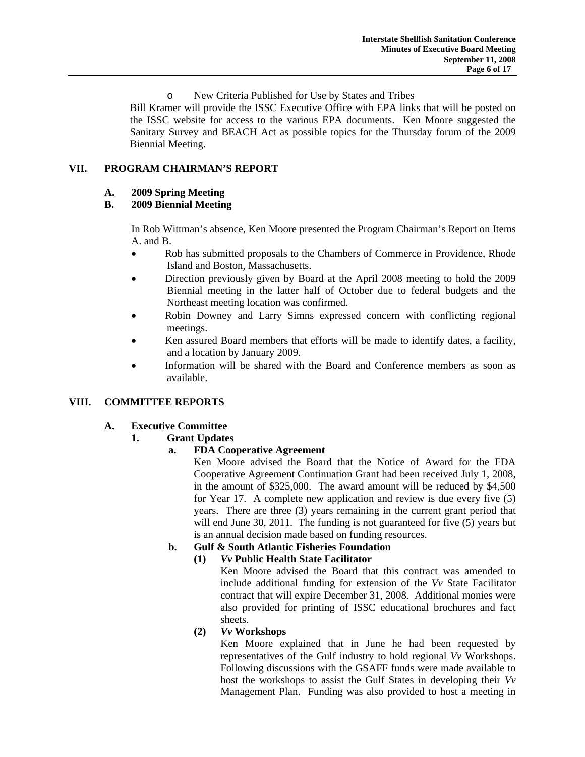- New Criteria Published for Use by States and Tribes

Bill Kramer will provide the ISSC Executive Office with EPA links that will be posted on the ISSC website for access to the various EPA documents. Ken Moore suggested the Sanitary Survey and BEACH Act as possible topics for the Thursday forum of the 2009 Biennial Meeting.

## VII. PROGRAM CHAIRMAN'S REPORT

### A. 2009 Spring Meeting
### B. 2009 Biennial Meeting

In Rob Wittman's absence, Ken Moore presented the Program Chairman's Report on Items A. and B.

- Rob has submitted proposals to the Chambers of Commerce in Providence, Rhode Island and Boston, Massachusetts.
- Direction previously given by Board at the April 2008 meeting to hold the 2009 Biennial meeting in the latter half of October due to federal budgets and the Northeast meeting location was confirmed.
- Robin Downey and Larry Simns expressed concern with conflicting regional meetings.
- Ken assured Board members that efforts will be made to identify dates, a facility, and a location by January 2009.
- Information will be shared with the Board and Conference members as soon as available.

## VIII. COMMITTEE REPORTS

### A. Executive Committee

#### 1. Grant Updates

**a. FDA Cooperative Agreement**

Ken Moore advised the Board that the Notice of Award for the FDA Cooperative Agreement Continuation Grant had been received July 1, 2008, in the amount of $325,000. The award amount will be reduced by $4,500 for Year 17. A complete new application and review is due every five (5) years. There are three (3) years remaining in the current grant period that will end June 30, 2011. The funding is not guaranteed for five (5) years but is an annual decision made based on funding resources.

**b. Gulf & South Atlantic Fisheries Foundation**

**(1) *Vv* Public Health State Facilitator**

Ken Moore advised the Board that this contract was amended to include additional funding for extension of the *Vv* State Facilitator contract that will expire December 31, 2008. Additional monies were also provided for printing of ISSC educational brochures and fact sheets.

**(2) *Vv* Workshops**

Ken Moore explained that in June he had been requested by representatives of the Gulf industry to hold regional *Vv* Workshops. Following discussions with the GSAFF funds were made available to host the workshops to assist the Gulf States in developing their *Vv* Management Plan. Funding was also provided to host a meeting in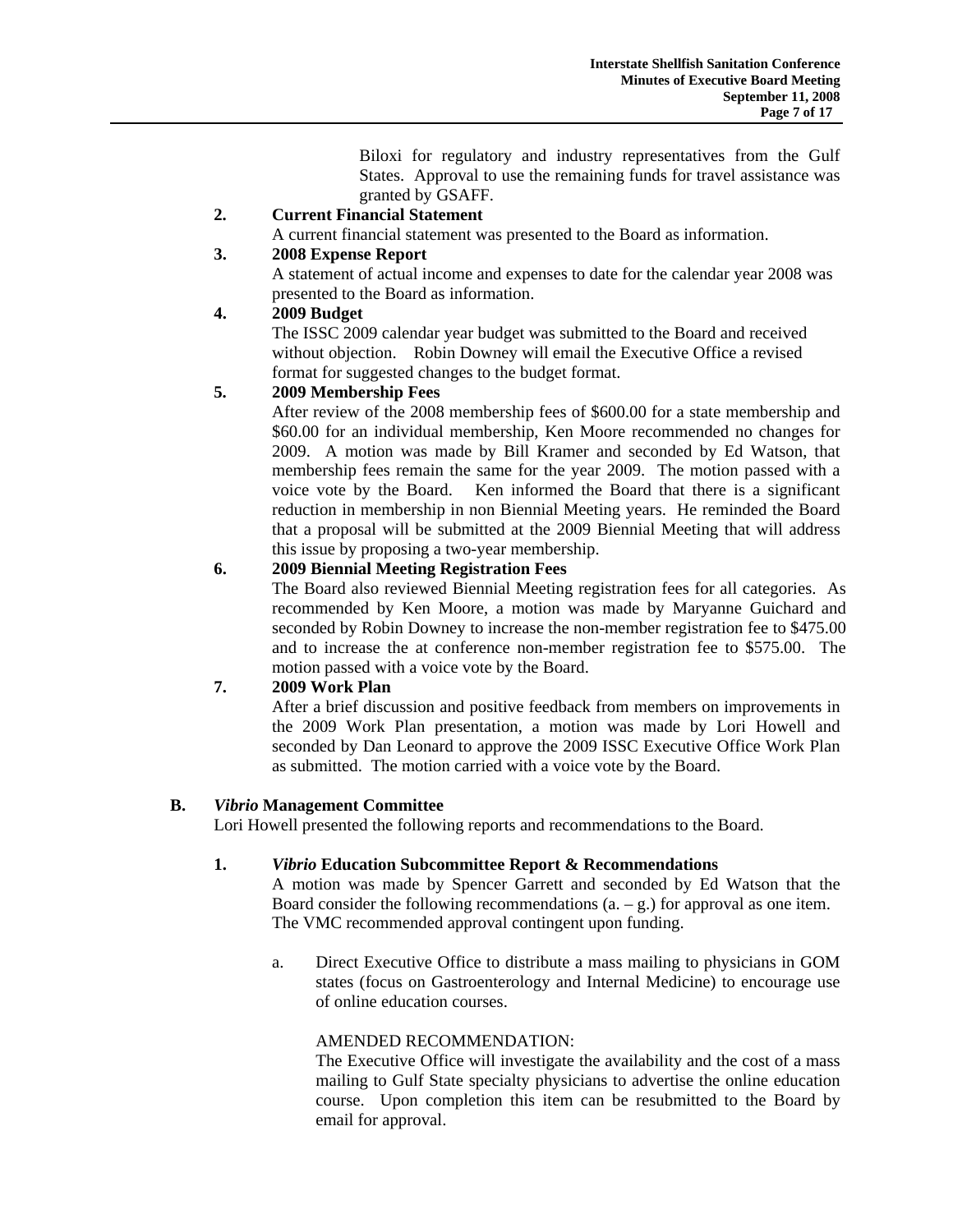Biloxi for regulatory and industry representatives from the Gulf States. Approval to use the remaining funds for travel assistance was granted by GSAFF.

**2. Current Financial Statement**

A current financial statement was presented to the Board as information.

**3. 2008 Expense Report**

A statement of actual income and expenses to date for the calendar year 2008 was presented to the Board as information.

**4. 2009 Budget**

The ISSC 2009 calendar year budget was submitted to the Board and received without objection. Robin Downey will email the Executive Office a revised format for suggested changes to the budget format.

**5. 2009 Membership Fees**

After review of the 2008 membership fees of $600.00 for a state membership and $60.00 for an individual membership, Ken Moore recommended no changes for 2009. A motion was made by Bill Kramer and seconded by Ed Watson, that membership fees remain the same for the year 2009. The motion passed with a voice vote by the Board. Ken informed the Board that there is a significant reduction in membership in non Biennial Meeting years. He reminded the Board that a proposal will be submitted at the 2009 Biennial Meeting that will address this issue by proposing a two-year membership.

**6. 2009 Biennial Meeting Registration Fees**

The Board also reviewed Biennial Meeting registration fees for all categories. As recommended by Ken Moore, a motion was made by Maryanne Guichard and seconded by Robin Downey to increase the non-member registration fee to $475.00 and to increase the at conference non-member registration fee to $575.00. The motion passed with a voice vote by the Board.

**7. 2009 Work Plan**

After a brief discussion and positive feedback from members on improvements in the 2009 Work Plan presentation, a motion was made by Lori Howell and seconded by Dan Leonard to approve the 2009 ISSC Executive Office Work Plan as submitted. The motion carried with a voice vote by the Board.

## B. *Vibrio* Management Committee

Lori Howell presented the following reports and recommendations to the Board.

**1. *Vibrio* Education Subcommittee Report & Recommendations**

A motion was made by Spencer Garrett and seconded by Ed Watson that the Board consider the following recommendations (a. – g.) for approval as one item. The VMC recommended approval contingent upon funding.

a. Direct Executive Office to distribute a mass mailing to physicians in GOM states (focus on Gastroenterology and Internal Medicine) to encourage use of online education courses.

AMENDED RECOMMENDATION:
The Executive Office will investigate the availability and the cost of a mass mailing to Gulf State specialty physicians to advertise the online education course. Upon completion this item can be resubmitted to the Board by email for approval.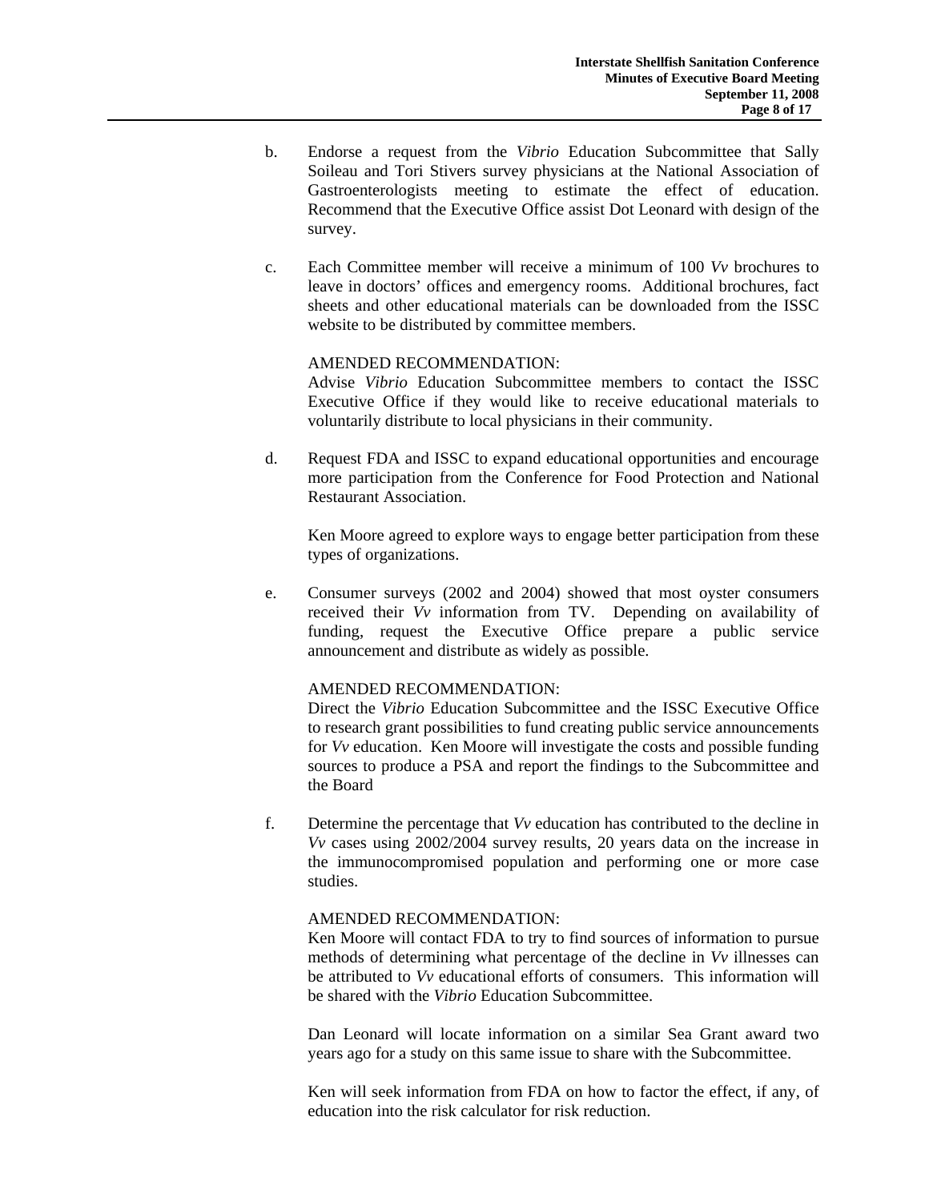b. Endorse a request from the *Vibrio* Education Subcommittee that Sally Soileau and Tori Stivers survey physicians at the National Association of Gastroenterologists meeting to estimate the effect of education. Recommend that the Executive Office assist Dot Leonard with design of the survey.

c. Each Committee member will receive a minimum of 100 *Vv* brochures to leave in doctors' offices and emergency rooms. Additional brochures, fact sheets and other educational materials can be downloaded from the ISSC website to be distributed by committee members.

   AMENDED RECOMMENDATION:
   Advise *Vibrio* Education Subcommittee members to contact the ISSC Executive Office if they would like to receive educational materials to voluntarily distribute to local physicians in their community.

d. Request FDA and ISSC to expand educational opportunities and encourage more participation from the Conference for Food Protection and National Restaurant Association.

   Ken Moore agreed to explore ways to engage better participation from these types of organizations.

e. Consumer surveys (2002 and 2004) showed that most oyster consumers received their *Vv* information from TV. Depending on availability of funding, request the Executive Office prepare a public service announcement and distribute as widely as possible.

   AMENDED RECOMMENDATION:
   Direct the *Vibrio* Education Subcommittee and the ISSC Executive Office to research grant possibilities to fund creating public service announcements for *Vv* education. Ken Moore will investigate the costs and possible funding sources to produce a PSA and report the findings to the Subcommittee and the Board

f. Determine the percentage that *Vv* education has contributed to the decline in *Vv* cases using 2002/2004 survey results, 20 years data on the increase in the immunocompromised population and performing one or more case studies.

   AMENDED RECOMMENDATION:
   Ken Moore will contact FDA to try to find sources of information to pursue methods of determining what percentage of the decline in *Vv* illnesses can be attributed to *Vv* educational efforts of consumers. This information will be shared with the *Vibrio* Education Subcommittee.

   Dan Leonard will locate information on a similar Sea Grant award two years ago for a study on this same issue to share with the Subcommittee.

   Ken will seek information from FDA on how to factor the effect, if any, of education into the risk calculator for risk reduction.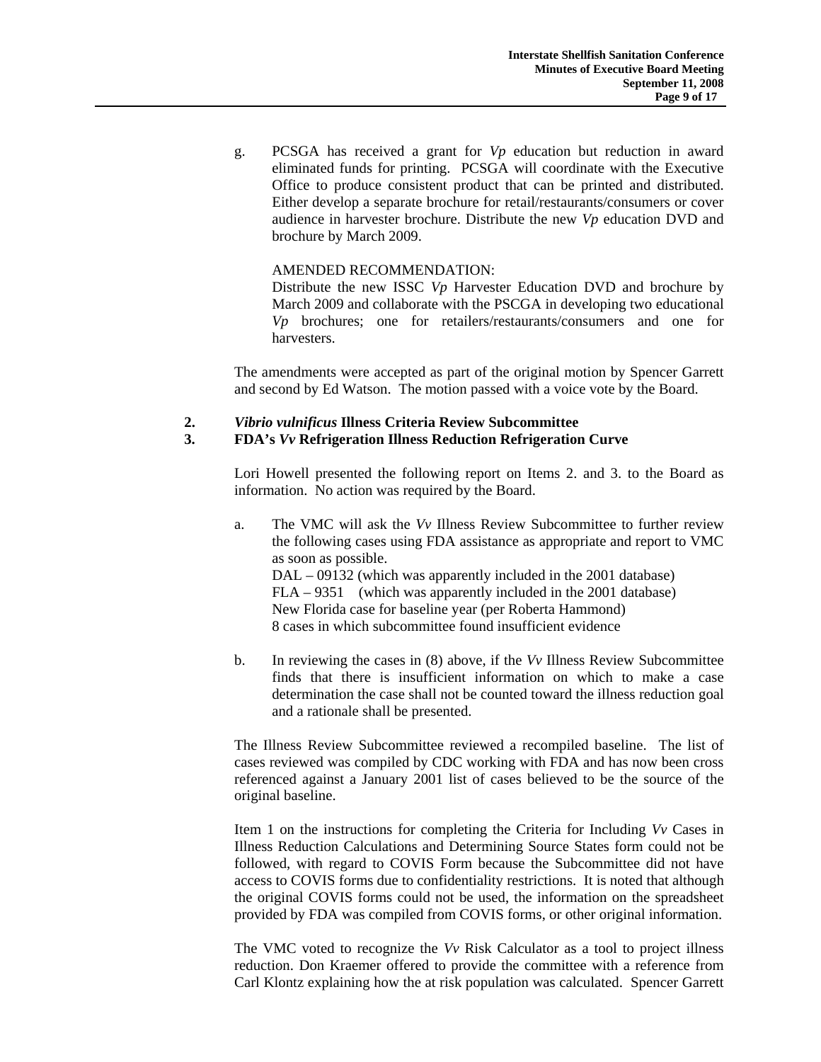g. PCSGA has received a grant for *Vp* education but reduction in award eliminated funds for printing. PCSGA will coordinate with the Executive Office to produce consistent product that can be printed and distributed. Either develop a separate brochure for retail/restaurants/consumers or cover audience in harvester brochure. Distribute the new *Vp* education DVD and brochure by March 2009.

AMENDED RECOMMENDATION:
Distribute the new ISSC *Vp* Harvester Education DVD and brochure by March 2009 and collaborate with the PSCGA in developing two educational *Vp* brochures; one for retailers/restaurants/consumers and one for harvesters.

The amendments were accepted as part of the original motion by Spencer Garrett and second by Ed Watson. The motion passed with a voice vote by the Board.

**2. *Vibrio vulnificus* Illness Criteria Review Subcommittee**

**3. FDA's *Vv* Refrigeration Illness Reduction Refrigeration Curve**

Lori Howell presented the following report on Items 2. and 3. to the Board as information. No action was required by the Board.

a. The VMC will ask the *Vv* Illness Review Subcommittee to further review the following cases using FDA assistance as appropriate and report to VMC as soon as possible.
DAL – 09132 (which was apparently included in the 2001 database)
FLA – 9351 (which was apparently included in the 2001 database)
New Florida case for baseline year (per Roberta Hammond)
8 cases in which subcommittee found insufficient evidence

b. In reviewing the cases in (8) above, if the *Vv* Illness Review Subcommittee finds that there is insufficient information on which to make a case determination the case shall not be counted toward the illness reduction goal and a rationale shall be presented.

The Illness Review Subcommittee reviewed a recompiled baseline. The list of cases reviewed was compiled by CDC working with FDA and has now been cross referenced against a January 2001 list of cases believed to be the source of the original baseline.

Item 1 on the instructions for completing the Criteria for Including *Vv* Cases in Illness Reduction Calculations and Determining Source States form could not be followed, with regard to COVIS Form because the Subcommittee did not have access to COVIS forms due to confidentiality restrictions. It is noted that although the original COVIS forms could not be used, the information on the spreadsheet provided by FDA was compiled from COVIS forms, or other original information.

The VMC voted to recognize the *Vv* Risk Calculator as a tool to project illness reduction. Don Kraemer offered to provide the committee with a reference from Carl Klontz explaining how the at risk population was calculated. Spencer Garrett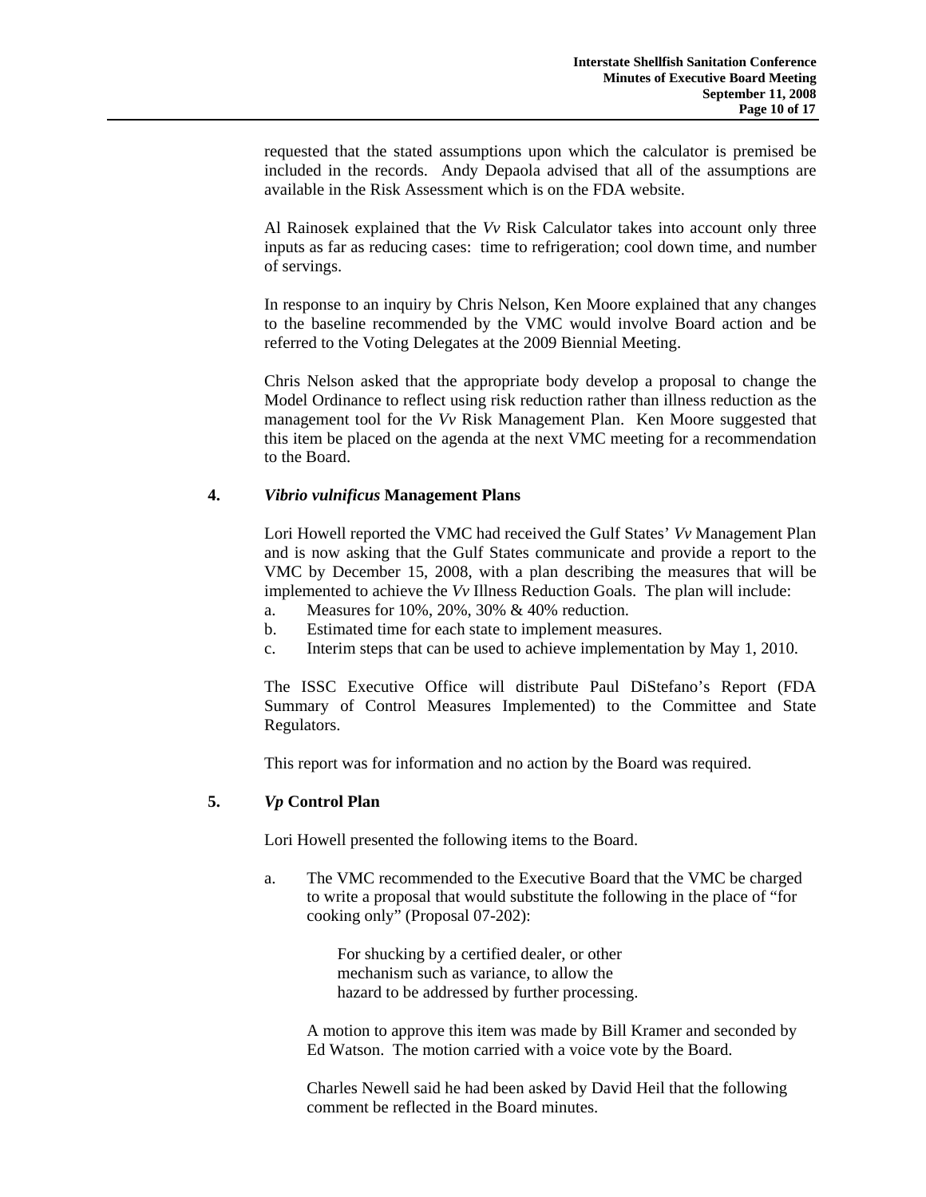requested that the stated assumptions upon which the calculator is premised be included in the records. Andy Depaola advised that all of the assumptions are available in the Risk Assessment which is on the FDA website.

Al Rainosek explained that the *Vv* Risk Calculator takes into account only three inputs as far as reducing cases: time to refrigeration; cool down time, and number of servings.

In response to an inquiry by Chris Nelson, Ken Moore explained that any changes to the baseline recommended by the VMC would involve Board action and be referred to the Voting Delegates at the 2009 Biennial Meeting.

Chris Nelson asked that the appropriate body develop a proposal to change the Model Ordinance to reflect using risk reduction rather than illness reduction as the management tool for the *Vv* Risk Management Plan. Ken Moore suggested that this item be placed on the agenda at the next VMC meeting for a recommendation to the Board.

**4. *Vibrio vulnificus* Management Plans**

Lori Howell reported the VMC had received the Gulf States' *Vv* Management Plan and is now asking that the Gulf States communicate and provide a report to the VMC by December 15, 2008, with a plan describing the measures that will be implemented to achieve the *Vv* Illness Reduction Goals. The plan will include:

a. Measures for 10%, 20%, 30% & 40% reduction.
b. Estimated time for each state to implement measures.
c. Interim steps that can be used to achieve implementation by May 1, 2010.

The ISSC Executive Office will distribute Paul DiStefano's Report (FDA Summary of Control Measures Implemented) to the Committee and State Regulators.

This report was for information and no action by the Board was required.

**5. *Vp* Control Plan**

Lori Howell presented the following items to the Board.

a. The VMC recommended to the Executive Board that the VMC be charged to write a proposal that would substitute the following in the place of "for cooking only" (Proposal 07-202):

> For shucking by a certified dealer, or other mechanism such as variance, to allow the hazard to be addressed by further processing.

A motion to approve this item was made by Bill Kramer and seconded by Ed Watson. The motion carried with a voice vote by the Board.

Charles Newell said he had been asked by David Heil that the following comment be reflected in the Board minutes.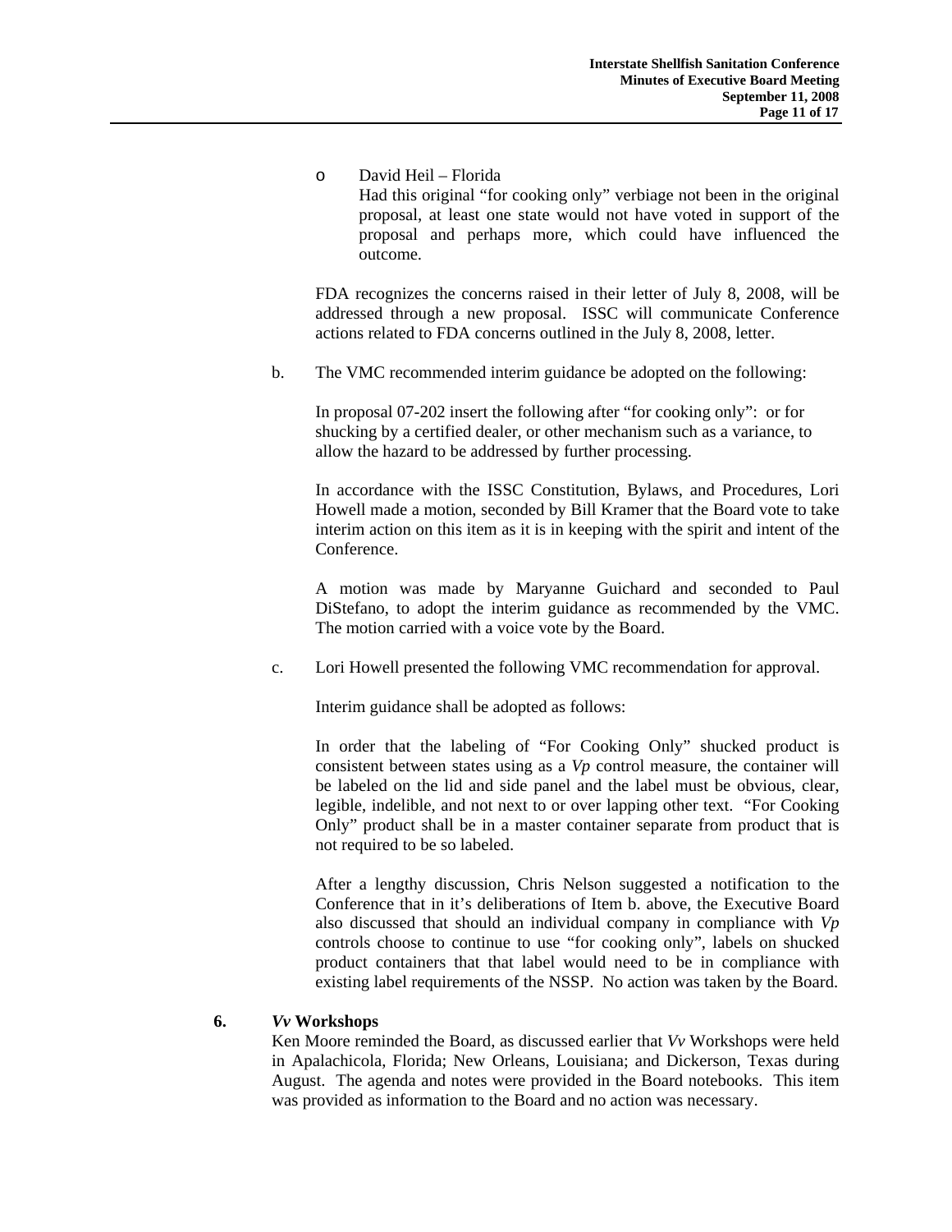- David Heil – Florida
  Had this original "for cooking only" verbiage not been in the original proposal, at least one state would not have voted in support of the proposal and perhaps more, which could have influenced the outcome.

FDA recognizes the concerns raised in their letter of July 8, 2008, will be addressed through a new proposal. ISSC will communicate Conference actions related to FDA concerns outlined in the July 8, 2008, letter.

b. The VMC recommended interim guidance be adopted on the following:

In proposal 07-202 insert the following after "for cooking only": or for shucking by a certified dealer, or other mechanism such as a variance, to allow the hazard to be addressed by further processing.

In accordance with the ISSC Constitution, Bylaws, and Procedures, Lori Howell made a motion, seconded by Bill Kramer that the Board vote to take interim action on this item as it is in keeping with the spirit and intent of the Conference.

A motion was made by Maryanne Guichard and seconded to Paul DiStefano, to adopt the interim guidance as recommended by the VMC. The motion carried with a voice vote by the Board.

c. Lori Howell presented the following VMC recommendation for approval.

Interim guidance shall be adopted as follows:

In order that the labeling of "For Cooking Only" shucked product is consistent between states using as a *Vp* control measure, the container will be labeled on the lid and side panel and the label must be obvious, clear, legible, indelible, and not next to or over lapping other text. "For Cooking Only" product shall be in a master container separate from product that is not required to be so labeled.

After a lengthy discussion, Chris Nelson suggested a notification to the Conference that in it's deliberations of Item b. above, the Executive Board also discussed that should an individual company in compliance with *Vp* controls choose to continue to use "for cooking only", labels on shucked product containers that that label would need to be in compliance with existing label requirements of the NSSP. No action was taken by the Board.

**6. *Vv* Workshops**

Ken Moore reminded the Board, as discussed earlier that *Vv* Workshops were held in Apalachicola, Florida; New Orleans, Louisiana; and Dickerson, Texas during August. The agenda and notes were provided in the Board notebooks. This item was provided as information to the Board and no action was necessary.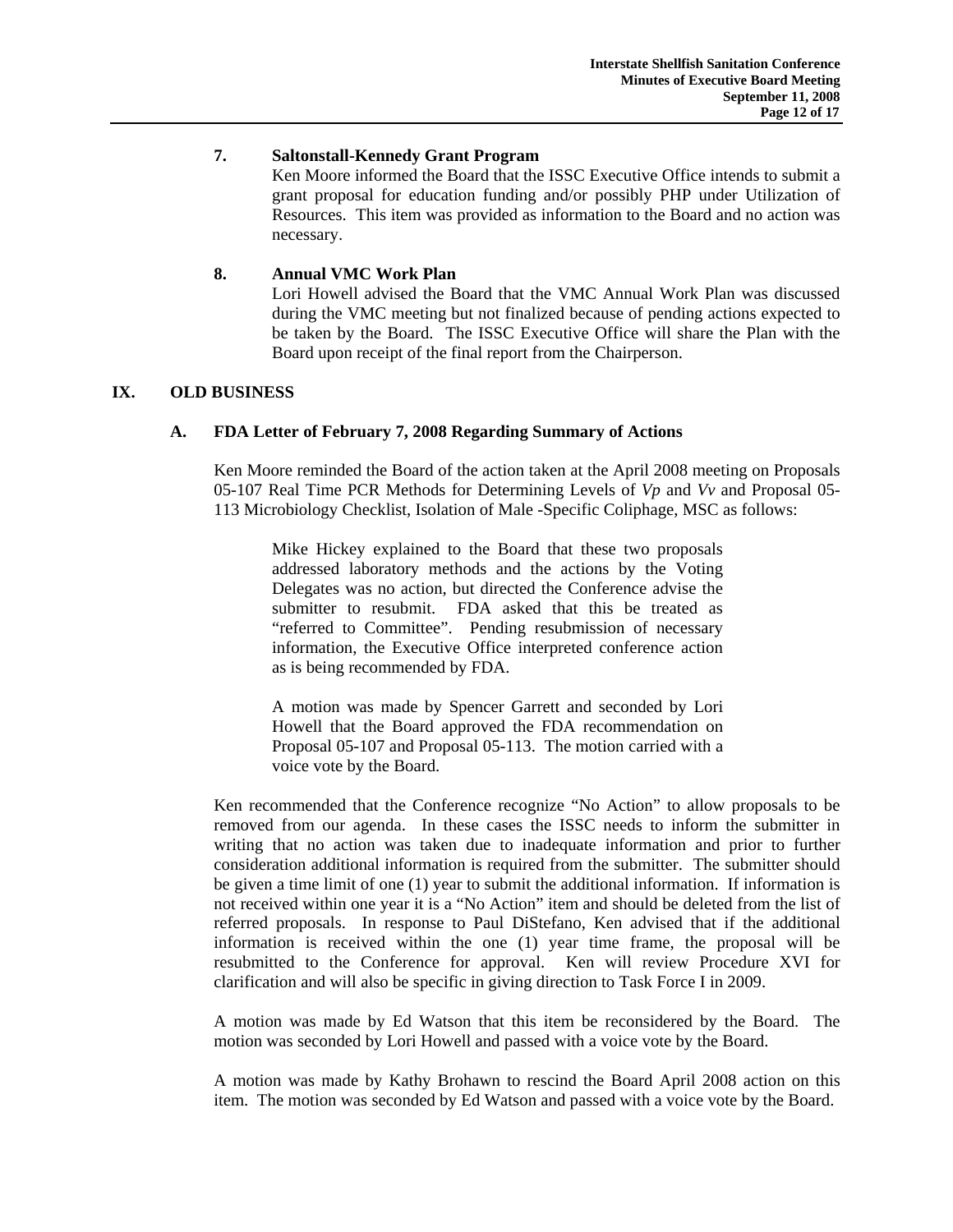### 7. Saltonstall-Kennedy Grant Program

Ken Moore informed the Board that the ISSC Executive Office intends to submit a grant proposal for education funding and/or possibly PHP under Utilization of Resources. This item was provided as information to the Board and no action was necessary.

### 8. Annual VMC Work Plan

Lori Howell advised the Board that the VMC Annual Work Plan was discussed during the VMC meeting but not finalized because of pending actions expected to be taken by the Board. The ISSC Executive Office will share the Plan with the Board upon receipt of the final report from the Chairperson.

## IX. OLD BUSINESS

### A. FDA Letter of February 7, 2008 Regarding Summary of Actions

Ken Moore reminded the Board of the action taken at the April 2008 meeting on Proposals 05-107 Real Time PCR Methods for Determining Levels of *Vp* and *Vv* and Proposal 05-113 Microbiology Checklist, Isolation of Male -Specific Coliphage, MSC as follows:

> Mike Hickey explained to the Board that these two proposals addressed laboratory methods and the actions by the Voting Delegates was no action, but directed the Conference advise the submitter to resubmit. FDA asked that this be treated as "referred to Committee". Pending resubmission of necessary information, the Executive Office interpreted conference action as is being recommended by FDA.
>
> A motion was made by Spencer Garrett and seconded by Lori Howell that the Board approved the FDA recommendation on Proposal 05-107 and Proposal 05-113. The motion carried with a voice vote by the Board.

Ken recommended that the Conference recognize "No Action" to allow proposals to be removed from our agenda. In these cases the ISSC needs to inform the submitter in writing that no action was taken due to inadequate information and prior to further consideration additional information is required from the submitter. The submitter should be given a time limit of one (1) year to submit the additional information. If information is not received within one year it is a "No Action" item and should be deleted from the list of referred proposals. In response to Paul DiStefano, Ken advised that if the additional information is received within the one (1) year time frame, the proposal will be resubmitted to the Conference for approval. Ken will review Procedure XVI for clarification and will also be specific in giving direction to Task Force I in 2009.

A motion was made by Ed Watson that this item be reconsidered by the Board. The motion was seconded by Lori Howell and passed with a voice vote by the Board.

A motion was made by Kathy Brohawn to rescind the Board April 2008 action on this item. The motion was seconded by Ed Watson and passed with a voice vote by the Board.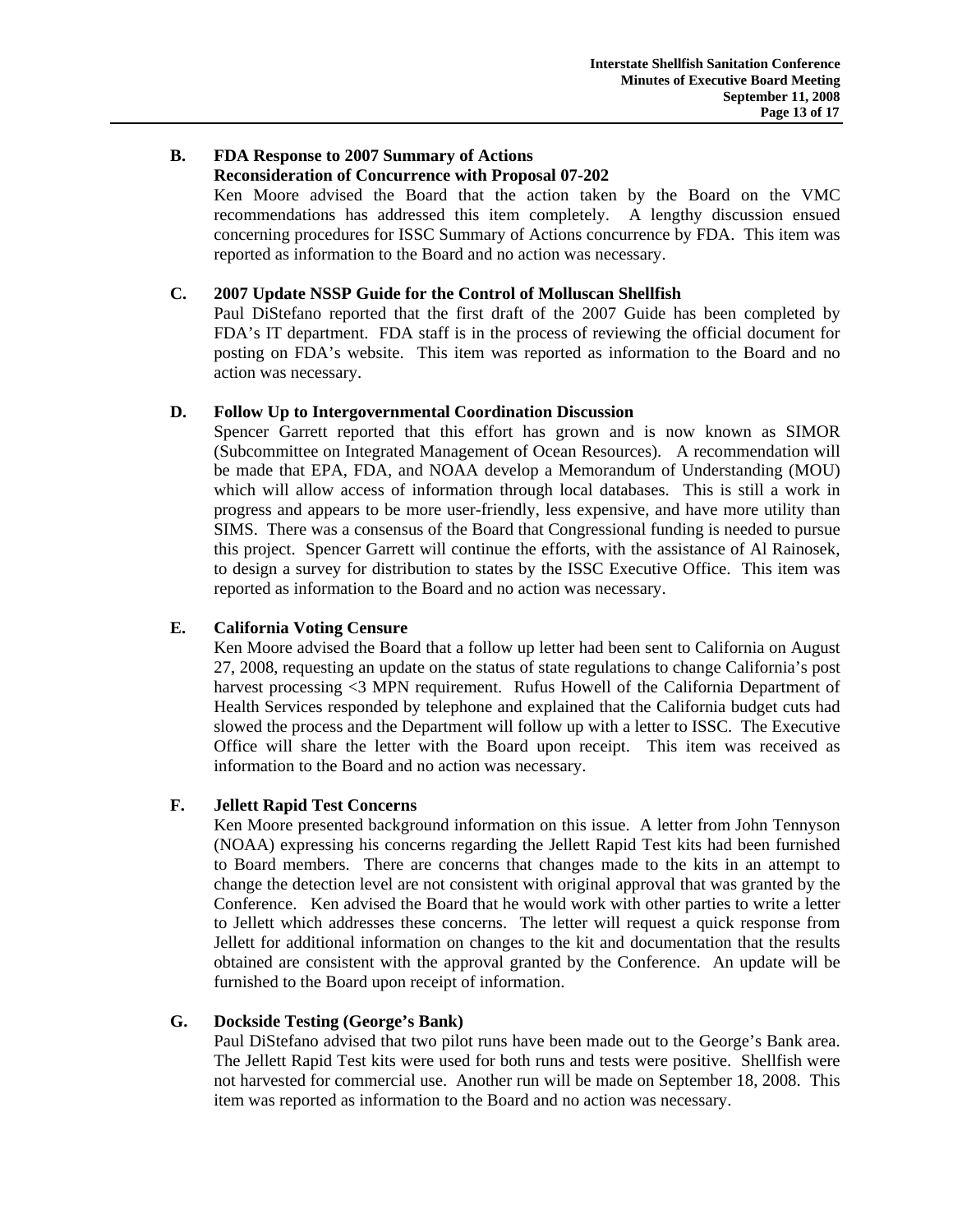### B. FDA Response to 2007 Summary of Actions
**Reconsideration of Concurrence with Proposal 07-202**

Ken Moore advised the Board that the action taken by the Board on the VMC recommendations has addressed this item completely. A lengthy discussion ensued concerning procedures for ISSC Summary of Actions concurrence by FDA. This item was reported as information to the Board and no action was necessary.

### C. 2007 Update NSSP Guide for the Control of Molluscan Shellfish

Paul DiStefano reported that the first draft of the 2007 Guide has been completed by FDA's IT department. FDA staff is in the process of reviewing the official document for posting on FDA's website. This item was reported as information to the Board and no action was necessary.

### D. Follow Up to Intergovernmental Coordination Discussion

Spencer Garrett reported that this effort has grown and is now known as SIMOR (Subcommittee on Integrated Management of Ocean Resources). A recommendation will be made that EPA, FDA, and NOAA develop a Memorandum of Understanding (MOU) which will allow access of information through local databases. This is still a work in progress and appears to be more user-friendly, less expensive, and have more utility than SIMS. There was a consensus of the Board that Congressional funding is needed to pursue this project. Spencer Garrett will continue the efforts, with the assistance of Al Rainosek, to design a survey for distribution to states by the ISSC Executive Office. This item was reported as information to the Board and no action was necessary.

### E. California Voting Censure

Ken Moore advised the Board that a follow up letter had been sent to California on August 27, 2008, requesting an update on the status of state regulations to change California's post harvest processing <3 MPN requirement. Rufus Howell of the California Department of Health Services responded by telephone and explained that the California budget cuts had slowed the process and the Department will follow up with a letter to ISSC. The Executive Office will share the letter with the Board upon receipt. This item was received as information to the Board and no action was necessary.

### F. Jellett Rapid Test Concerns

Ken Moore presented background information on this issue. A letter from John Tennyson (NOAA) expressing his concerns regarding the Jellett Rapid Test kits had been furnished to Board members. There are concerns that changes made to the kits in an attempt to change the detection level are not consistent with original approval that was granted by the Conference. Ken advised the Board that he would work with other parties to write a letter to Jellett which addresses these concerns. The letter will request a quick response from Jellett for additional information on changes to the kit and documentation that the results obtained are consistent with the approval granted by the Conference. An update will be furnished to the Board upon receipt of information.

### G. Dockside Testing (George's Bank)

Paul DiStefano advised that two pilot runs have been made out to the George's Bank area. The Jellett Rapid Test kits were used for both runs and tests were positive. Shellfish were not harvested for commercial use. Another run will be made on September 18, 2008. This item was reported as information to the Board and no action was necessary.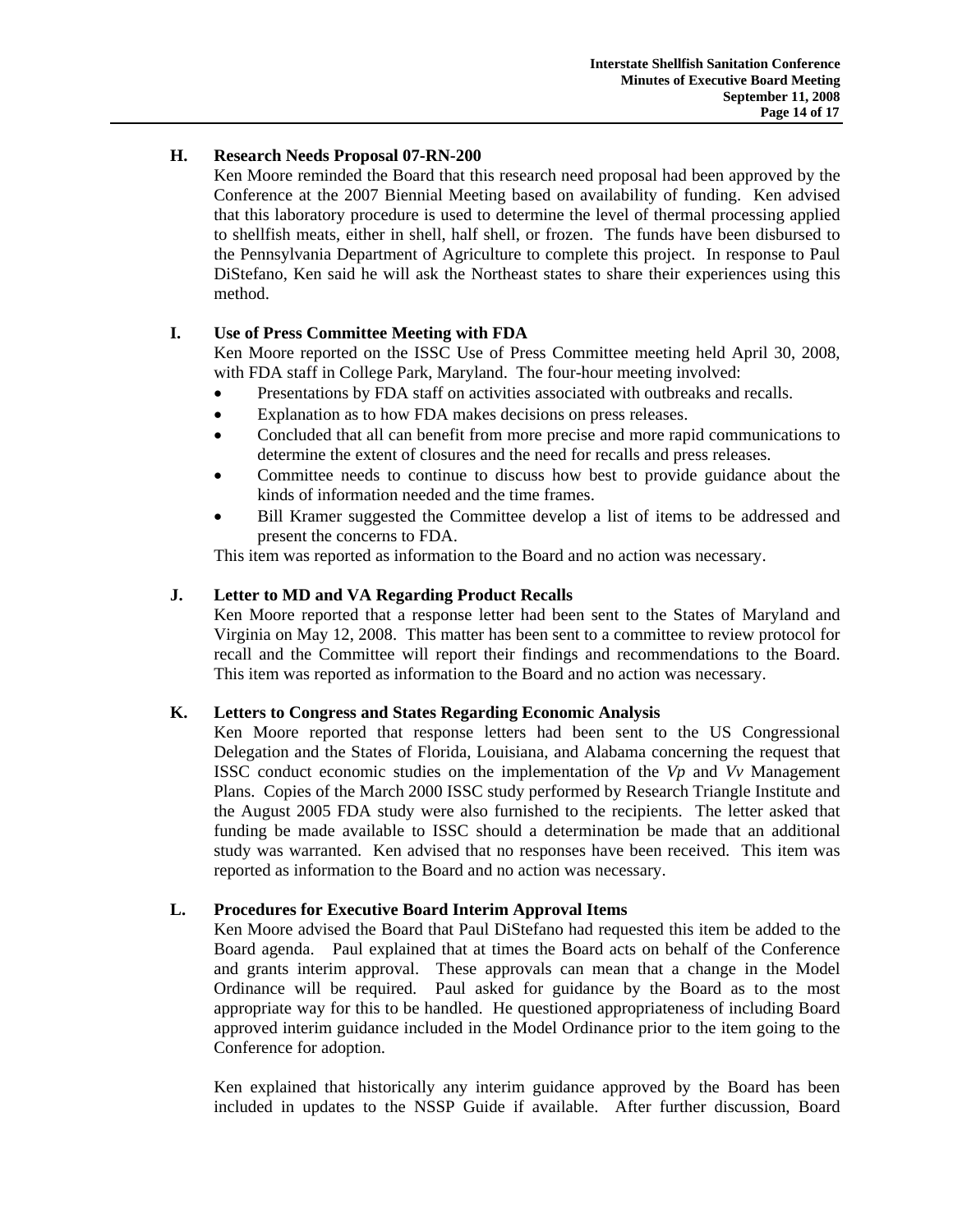### H. Research Needs Proposal 07-RN-200

Ken Moore reminded the Board that this research need proposal had been approved by the Conference at the 2007 Biennial Meeting based on availability of funding. Ken advised that this laboratory procedure is used to determine the level of thermal processing applied to shellfish meats, either in shell, half shell, or frozen. The funds have been disbursed to the Pennsylvania Department of Agriculture to complete this project. In response to Paul DiStefano, Ken said he will ask the Northeast states to share their experiences using this method.

### I. Use of Press Committee Meeting with FDA

Ken Moore reported on the ISSC Use of Press Committee meeting held April 30, 2008, with FDA staff in College Park, Maryland. The four-hour meeting involved:

- Presentations by FDA staff on activities associated with outbreaks and recalls.
- Explanation as to how FDA makes decisions on press releases.
- Concluded that all can benefit from more precise and more rapid communications to determine the extent of closures and the need for recalls and press releases.
- Committee needs to continue to discuss how best to provide guidance about the kinds of information needed and the time frames.
- Bill Kramer suggested the Committee develop a list of items to be addressed and present the concerns to FDA.

This item was reported as information to the Board and no action was necessary.

### J. Letter to MD and VA Regarding Product Recalls

Ken Moore reported that a response letter had been sent to the States of Maryland and Virginia on May 12, 2008. This matter has been sent to a committee to review protocol for recall and the Committee will report their findings and recommendations to the Board. This item was reported as information to the Board and no action was necessary.

### K. Letters to Congress and States Regarding Economic Analysis

Ken Moore reported that response letters had been sent to the US Congressional Delegation and the States of Florida, Louisiana, and Alabama concerning the request that ISSC conduct economic studies on the implementation of the *Vp* and *Vv* Management Plans. Copies of the March 2000 ISSC study performed by Research Triangle Institute and the August 2005 FDA study were also furnished to the recipients. The letter asked that funding be made available to ISSC should a determination be made that an additional study was warranted. Ken advised that no responses have been received. This item was reported as information to the Board and no action was necessary.

### L. Procedures for Executive Board Interim Approval Items

Ken Moore advised the Board that Paul DiStefano had requested this item be added to the Board agenda. Paul explained that at times the Board acts on behalf of the Conference and grants interim approval. These approvals can mean that a change in the Model Ordinance will be required. Paul asked for guidance by the Board as to the most appropriate way for this to be handled. He questioned appropriateness of including Board approved interim guidance included in the Model Ordinance prior to the item going to the Conference for adoption.

Ken explained that historically any interim guidance approved by the Board has been included in updates to the NSSP Guide if available. After further discussion, Board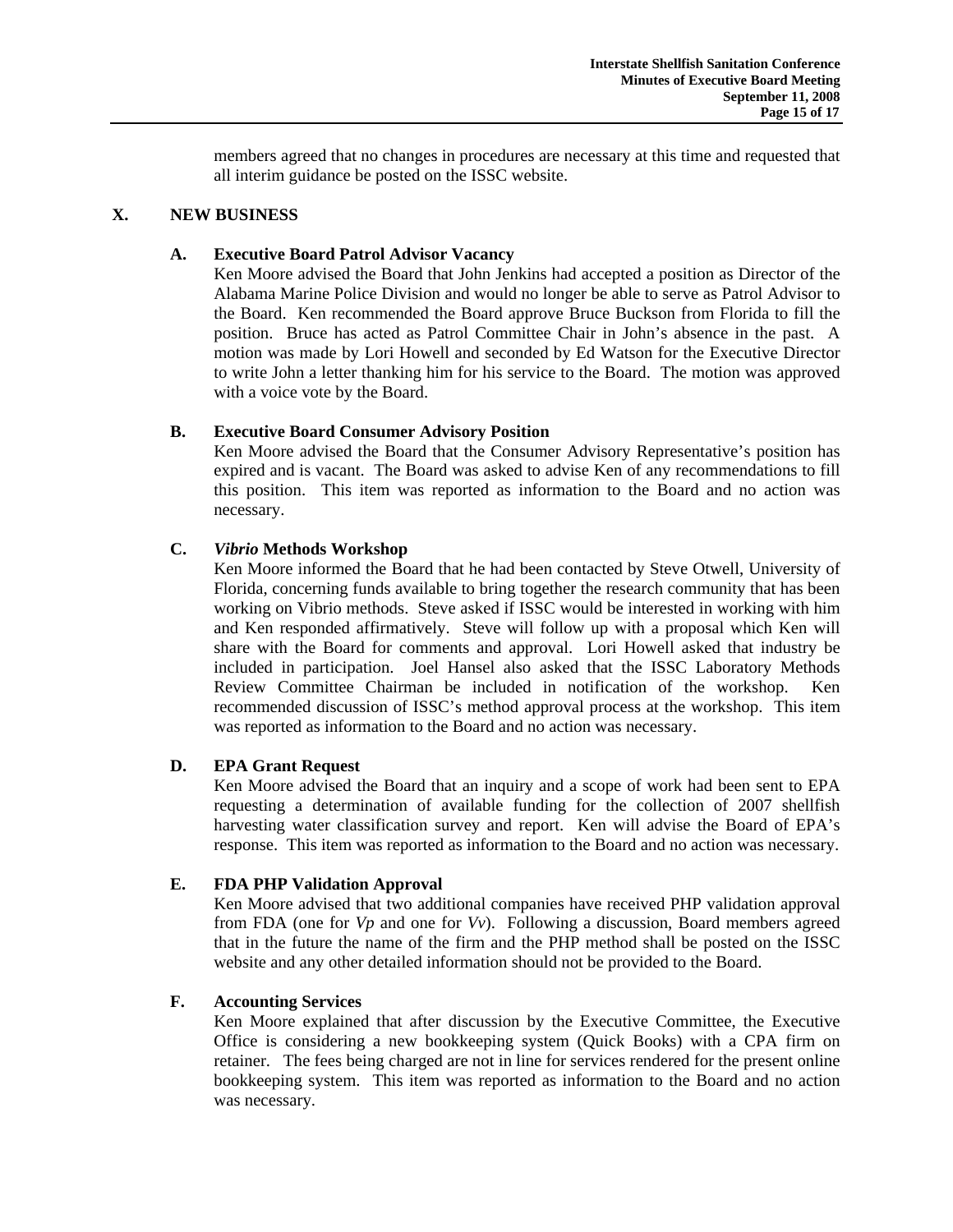members agreed that no changes in procedures are necessary at this time and requested that all interim guidance be posted on the ISSC website.

## X. NEW BUSINESS

### A. Executive Board Patrol Advisor Vacancy

Ken Moore advised the Board that John Jenkins had accepted a position as Director of the Alabama Marine Police Division and would no longer be able to serve as Patrol Advisor to the Board. Ken recommended the Board approve Bruce Buckson from Florida to fill the position. Bruce has acted as Patrol Committee Chair in John's absence in the past. A motion was made by Lori Howell and seconded by Ed Watson for the Executive Director to write John a letter thanking him for his service to the Board. The motion was approved with a voice vote by the Board.

### B. Executive Board Consumer Advisory Position

Ken Moore advised the Board that the Consumer Advisory Representative's position has expired and is vacant. The Board was asked to advise Ken of any recommendations to fill this position. This item was reported as information to the Board and no action was necessary.

### C. *Vibrio* Methods Workshop

Ken Moore informed the Board that he had been contacted by Steve Otwell, University of Florida, concerning funds available to bring together the research community that has been working on Vibrio methods. Steve asked if ISSC would be interested in working with him and Ken responded affirmatively. Steve will follow up with a proposal which Ken will share with the Board for comments and approval. Lori Howell asked that industry be included in participation. Joel Hansel also asked that the ISSC Laboratory Methods Review Committee Chairman be included in notification of the workshop. Ken recommended discussion of ISSC's method approval process at the workshop. This item was reported as information to the Board and no action was necessary.

### D. EPA Grant Request

Ken Moore advised the Board that an inquiry and a scope of work had been sent to EPA requesting a determination of available funding for the collection of 2007 shellfish harvesting water classification survey and report. Ken will advise the Board of EPA's response. This item was reported as information to the Board and no action was necessary.

### E. FDA PHP Validation Approval

Ken Moore advised that two additional companies have received PHP validation approval from FDA (one for *Vp* and one for *Vv*). Following a discussion, Board members agreed that in the future the name of the firm and the PHP method shall be posted on the ISSC website and any other detailed information should not be provided to the Board.

### F. Accounting Services

Ken Moore explained that after discussion by the Executive Committee, the Executive Office is considering a new bookkeeping system (Quick Books) with a CPA firm on retainer. The fees being charged are not in line for services rendered for the present online bookkeeping system. This item was reported as information to the Board and no action was necessary.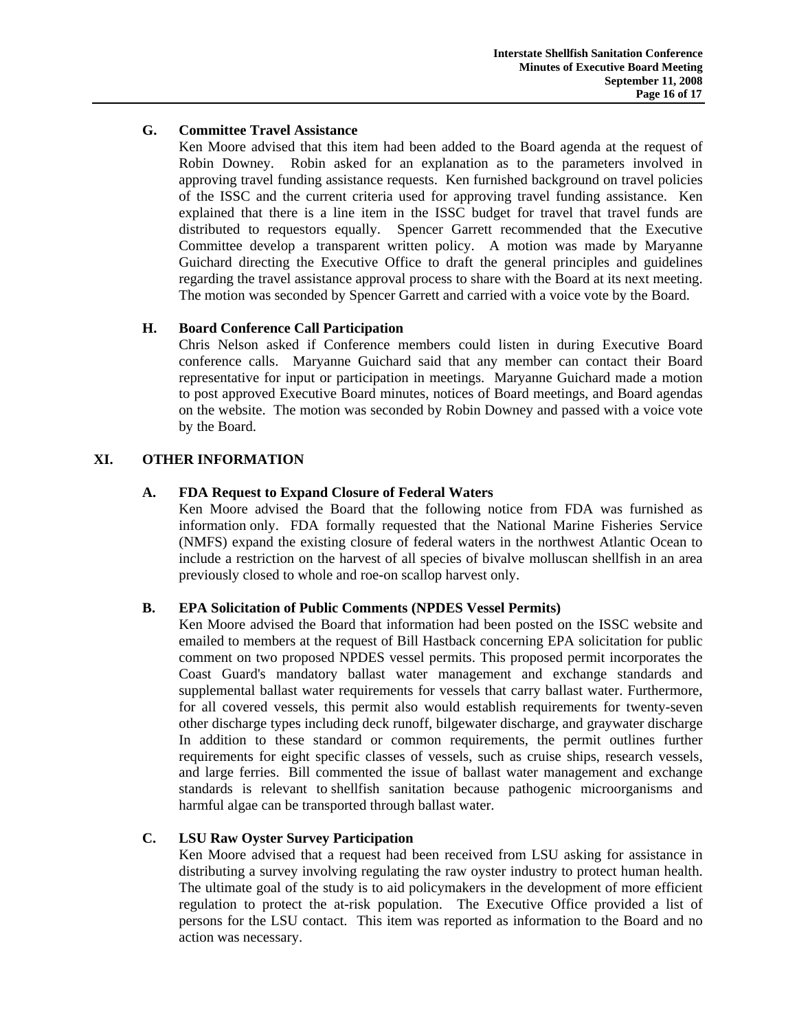### G. Committee Travel Assistance

Ken Moore advised that this item had been added to the Board agenda at the request of Robin Downey. Robin asked for an explanation as to the parameters involved in approving travel funding assistance requests. Ken furnished background on travel policies of the ISSC and the current criteria used for approving travel funding assistance. Ken explained that there is a line item in the ISSC budget for travel that travel funds are distributed to requestors equally. Spencer Garrett recommended that the Executive Committee develop a transparent written policy. A motion was made by Maryanne Guichard directing the Executive Office to draft the general principles and guidelines regarding the travel assistance approval process to share with the Board at its next meeting. The motion was seconded by Spencer Garrett and carried with a voice vote by the Board.

### H. Board Conference Call Participation

Chris Nelson asked if Conference members could listen in during Executive Board conference calls. Maryanne Guichard said that any member can contact their Board representative for input or participation in meetings. Maryanne Guichard made a motion to post approved Executive Board minutes, notices of Board meetings, and Board agendas on the website. The motion was seconded by Robin Downey and passed with a voice vote by the Board.

## XI. OTHER INFORMATION

### A. FDA Request to Expand Closure of Federal Waters

Ken Moore advised the Board that the following notice from FDA was furnished as information only. FDA formally requested that the National Marine Fisheries Service (NMFS) expand the existing closure of federal waters in the northwest Atlantic Ocean to include a restriction on the harvest of all species of bivalve molluscan shellfish in an area previously closed to whole and roe-on scallop harvest only.

### B. EPA Solicitation of Public Comments (NPDES Vessel Permits)

Ken Moore advised the Board that information had been posted on the ISSC website and emailed to members at the request of Bill Hastback concerning EPA solicitation for public comment on two proposed NPDES vessel permits. This proposed permit incorporates the Coast Guard's mandatory ballast water management and exchange standards and supplemental ballast water requirements for vessels that carry ballast water. Furthermore, for all covered vessels, this permit also would establish requirements for twenty-seven other discharge types including deck runoff, bilgewater discharge, and graywater discharge In addition to these standard or common requirements, the permit outlines further requirements for eight specific classes of vessels, such as cruise ships, research vessels, and large ferries. Bill commented the issue of ballast water management and exchange standards is relevant to shellfish sanitation because pathogenic microorganisms and harmful algae can be transported through ballast water.

### C. LSU Raw Oyster Survey Participation

Ken Moore advised that a request had been received from LSU asking for assistance in distributing a survey involving regulating the raw oyster industry to protect human health. The ultimate goal of the study is to aid policymakers in the development of more efficient regulation to protect the at-risk population. The Executive Office provided a list of persons for the LSU contact. This item was reported as information to the Board and no action was necessary.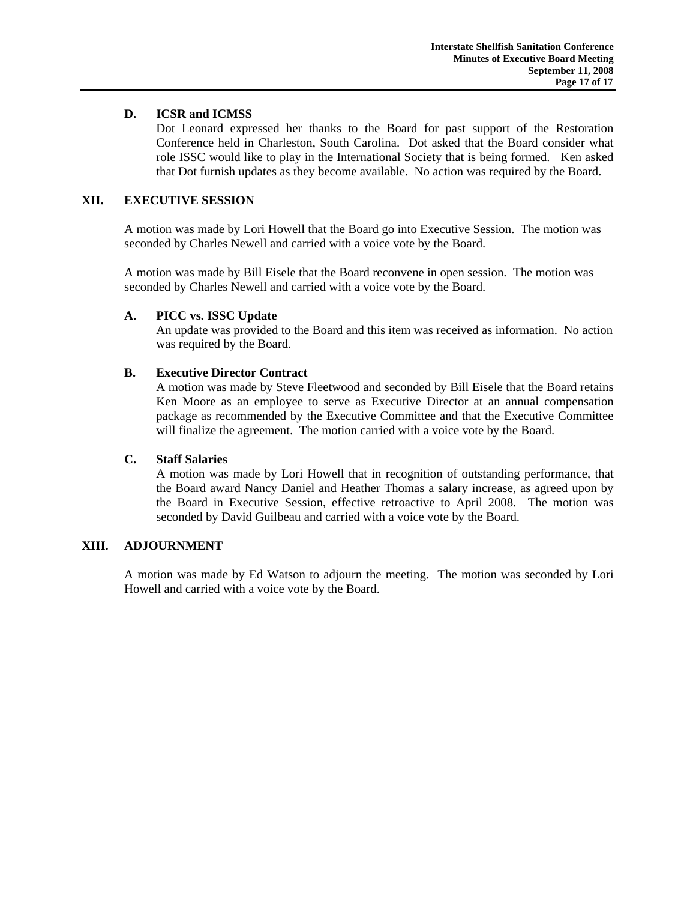### D. ICSR and ICMSS

Dot Leonard expressed her thanks to the Board for past support of the Restoration Conference held in Charleston, South Carolina. Dot asked that the Board consider what role ISSC would like to play in the International Society that is being formed. Ken asked that Dot furnish updates as they become available. No action was required by the Board.

## XII. EXECUTIVE SESSION

A motion was made by Lori Howell that the Board go into Executive Session. The motion was seconded by Charles Newell and carried with a voice vote by the Board.

A motion was made by Bill Eisele that the Board reconvene in open session. The motion was seconded by Charles Newell and carried with a voice vote by the Board.

### A. PICC vs. ISSC Update

An update was provided to the Board and this item was received as information. No action was required by the Board.

### B. Executive Director Contract

A motion was made by Steve Fleetwood and seconded by Bill Eisele that the Board retains Ken Moore as an employee to serve as Executive Director at an annual compensation package as recommended by the Executive Committee and that the Executive Committee will finalize the agreement. The motion carried with a voice vote by the Board.

### C. Staff Salaries

A motion was made by Lori Howell that in recognition of outstanding performance, that the Board award Nancy Daniel and Heather Thomas a salary increase, as agreed upon by the Board in Executive Session, effective retroactive to April 2008. The motion was seconded by David Guilbeau and carried with a voice vote by the Board.

## XIII. ADJOURNMENT

A motion was made by Ed Watson to adjourn the meeting. The motion was seconded by Lori Howell and carried with a voice vote by the Board.